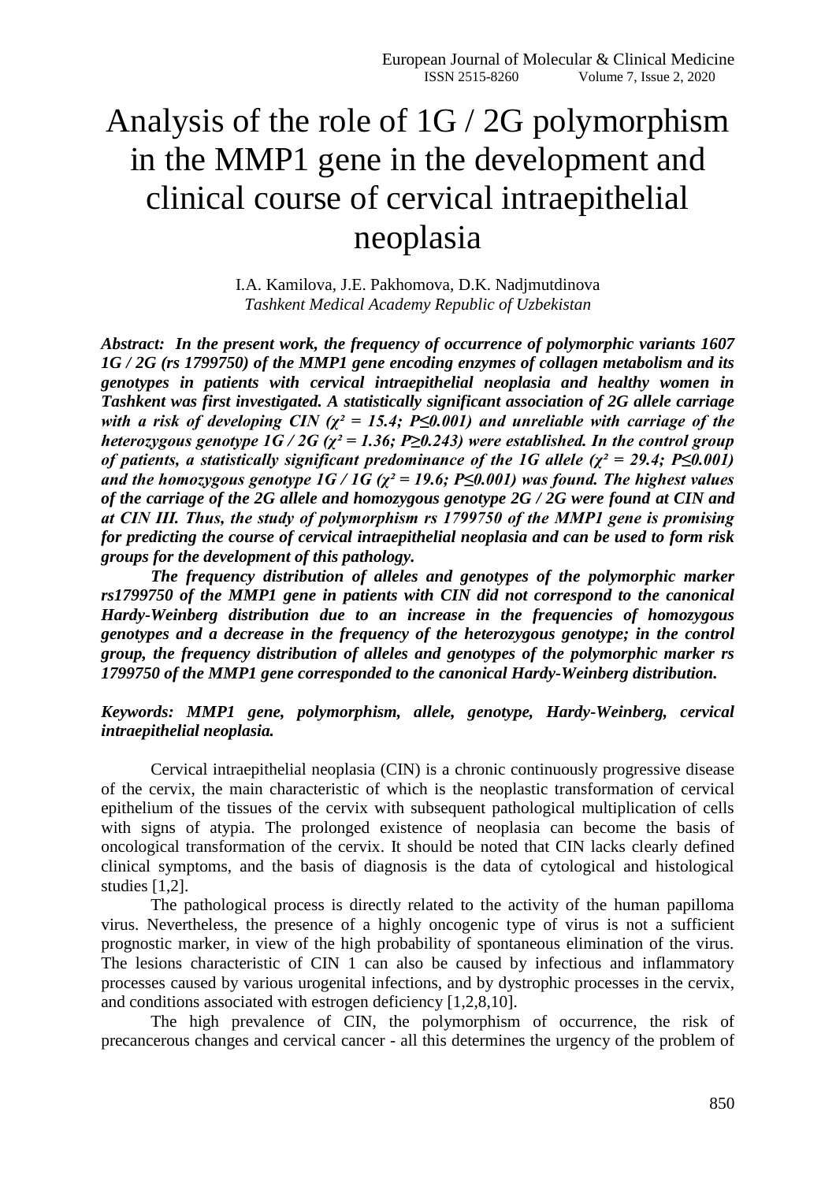# Analysis of the role of 1G / 2G polymorphism in the MMP1 gene in the development and clinical course of cervical intraepithelial neoplasia

I.A. Kamilova, J.E. Pakhomova, D.K. Nadjmutdinova
*Tashkent Medical Academy Republic of Uzbekistan*

***Abstract:** In the present work, the frequency of occurrence of polymorphic variants 1607 1G / 2G (rs 1799750) of the MMP1 gene encoding enzymes of collagen metabolism and its genotypes in patients with cervical intraepithelial neoplasia and healthy women in Tashkent was first investigated. A statistically significant association of 2G allele carriage with a risk of developing CIN ($\chi^2 = 15.4$; $P \leq 0.001$) and unreliable with carriage of the heterozygous genotype 1G / 2G ($\chi^2 = 1.36$; $P \geq 0.243$) were established. In the control group of patients, a statistically significant predominance of the 1G allele ($\chi^2 = 29.4$; $P \leq 0.001$) and the homozygous genotype 1G / 1G ($\chi^2 = 19.6$; $P \leq 0.001$) was found. The highest values of the carriage of the 2G allele and homozygous genotype 2G / 2G were found at CIN and at CIN III. Thus, the study of polymorphism rs 1799750 of the MMP1 gene is promising for predicting the course of cervical intraepithelial neoplasia and can be used to form risk groups for the development of this pathology.*

***The frequency distribution of alleles and genotypes of the polymorphic marker rs1799750 of the MMP1 gene in patients with CIN did not correspond to the canonical Hardy-Weinberg distribution due to an increase in the frequencies of homozygous genotypes and a decrease in the frequency of the heterozygous genotype; in the control group, the frequency distribution of alleles and genotypes of the polymorphic marker rs 1799750 of the MMP1 gene corresponded to the canonical Hardy-Weinberg distribution.***

***Keywords:** MMP1 gene, polymorphism, allele, genotype, Hardy-Weinberg, cervical intraepithelial neoplasia.*

Cervical intraepithelial neoplasia (CIN) is a chronic continuously progressive disease of the cervix, the main characteristic of which is the neoplastic transformation of cervical epithelium of the tissues of the cervix with subsequent pathological multiplication of cells with signs of atypia. The prolonged existence of neoplasia can become the basis of oncological transformation of the cervix. It should be noted that CIN lacks clearly defined clinical symptoms, and the basis of diagnosis is the data of cytological and histological studies [1,2].

The pathological process is directly related to the activity of the human papilloma virus. Nevertheless, the presence of a highly oncogenic type of virus is not a sufficient prognostic marker, in view of the high probability of spontaneous elimination of the virus. The lesions characteristic of CIN 1 can also be caused by infectious and inflammatory processes caused by various urogenital infections, and by dystrophic processes in the cervix, and conditions associated with estrogen deficiency [1,2,8,10].

The high prevalence of CIN, the polymorphism of occurrence, the risk of precancerous changes and cervical cancer - all this determines the urgency of the problem of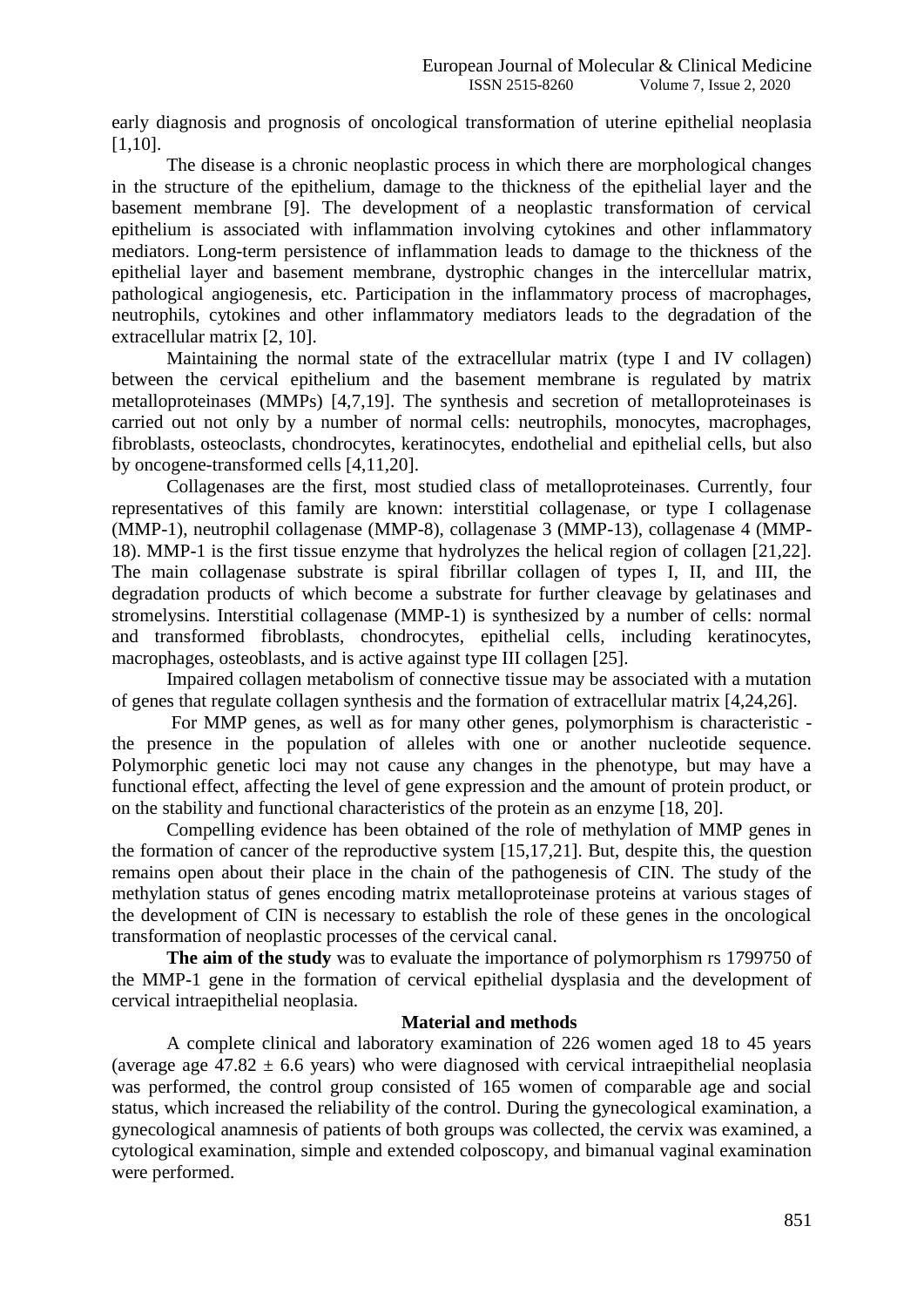early diagnosis and prognosis of oncological transformation of uterine epithelial neoplasia [1,10].

The disease is a chronic neoplastic process in which there are morphological changes in the structure of the epithelium, damage to the thickness of the epithelial layer and the basement membrane [9]. The development of a neoplastic transformation of cervical epithelium is associated with inflammation involving cytokines and other inflammatory mediators. Long-term persistence of inflammation leads to damage to the thickness of the epithelial layer and basement membrane, dystrophic changes in the intercellular matrix, pathological angiogenesis, etc. Participation in the inflammatory process of macrophages, neutrophils, cytokines and other inflammatory mediators leads to the degradation of the extracellular matrix [2, 10].

Maintaining the normal state of the extracellular matrix (type I and IV collagen) between the cervical epithelium and the basement membrane is regulated by matrix metalloproteinases (MMPs) [4,7,19]. The synthesis and secretion of metalloproteinases is carried out not only by a number of normal cells: neutrophils, monocytes, macrophages, fibroblasts, osteoclasts, chondrocytes, keratinocytes, endothelial and epithelial cells, but also by oncogene-transformed cells [4,11,20].

Collagenases are the first, most studied class of metalloproteinases. Currently, four representatives of this family are known: interstitial collagenase, or type I collagenase (MMP-1), neutrophil collagenase (MMP-8), collagenase 3 (MMP-13), collagenase 4 (MMP-18). MMP-1 is the first tissue enzyme that hydrolyzes the helical region of collagen [21,22]. The main collagenase substrate is spiral fibrillar collagen of types I, II, and III, the degradation products of which become a substrate for further cleavage by gelatinases and stromelysins. Interstitial collagenase (MMP-1) is synthesized by a number of cells: normal and transformed fibroblasts, chondrocytes, epithelial cells, including keratinocytes, macrophages, osteoblasts, and is active against type III collagen [25].

Impaired collagen metabolism of connective tissue may be associated with a mutation of genes that regulate collagen synthesis and the formation of extracellular matrix [4,24,26].

For MMP genes, as well as for many other genes, polymorphism is characteristic - the presence in the population of alleles with one or another nucleotide sequence. Polymorphic genetic loci may not cause any changes in the phenotype, but may have a functional effect, affecting the level of gene expression and the amount of protein product, or on the stability and functional characteristics of the protein as an enzyme [18, 20].

Compelling evidence has been obtained of the role of methylation of MMP genes in the formation of cancer of the reproductive system [15,17,21]. But, despite this, the question remains open about their place in the chain of the pathogenesis of CIN. The study of the methylation status of genes encoding matrix metalloproteinase proteins at various stages of the development of CIN is necessary to establish the role of these genes in the oncological transformation of neoplastic processes of the cervical canal.

**The aim of the study** was to evaluate the importance of polymorphism rs 1799750 of the MMP-1 gene in the formation of cervical epithelial dysplasia and the development of cervical intraepithelial neoplasia.

## Material and methods

A complete clinical and laboratory examination of 226 women aged 18 to 45 years (average age $47.82 \pm 6.6$ years) who were diagnosed with cervical intraepithelial neoplasia was performed, the control group consisted of 165 women of comparable age and social status, which increased the reliability of the control. During the gynecological examination, a gynecological anamnesis of patients of both groups was collected, the cervix was examined, a cytological examination, simple and extended colposcopy, and bimanual vaginal examination were performed.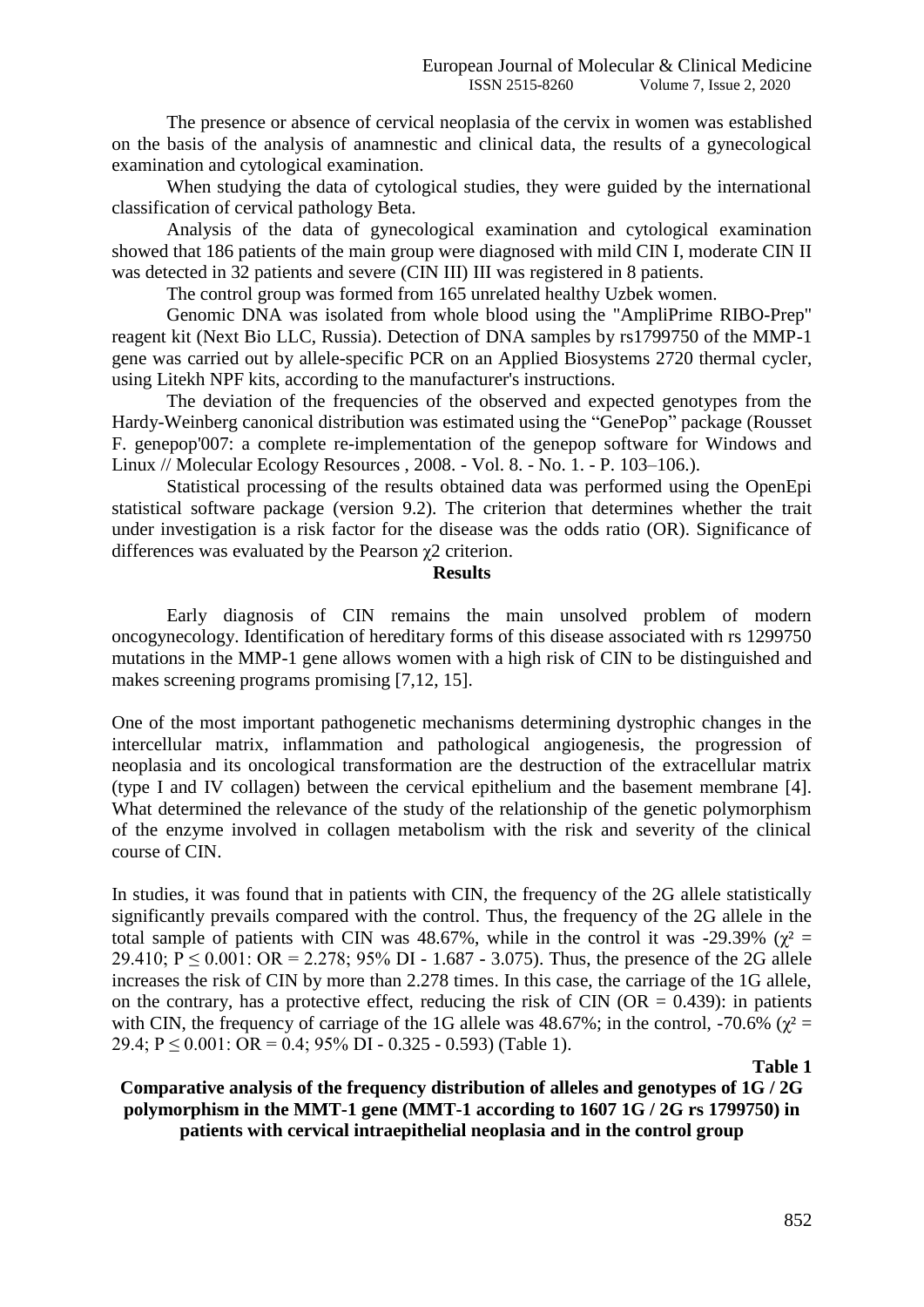The presence or absence of cervical neoplasia of the cervix in women was established on the basis of the analysis of anamnestic and clinical data, the results of a gynecological examination and cytological examination.

When studying the data of cytological studies, they were guided by the international classification of cervical pathology Beta.

Analysis of the data of gynecological examination and cytological examination showed that 186 patients of the main group were diagnosed with mild CIN I, moderate CIN II was detected in 32 patients and severe (CIN III) III was registered in 8 patients.

The control group was formed from 165 unrelated healthy Uzbek women.

Genomic DNA was isolated from whole blood using the "AmpliPrime RIBO-Prep" reagent kit (Next Bio LLC, Russia). Detection of DNA samples by rs1799750 of the MMP-1 gene was carried out by allele-specific PCR on an Applied Biosystems 2720 thermal cycler, using Litekh NPF kits, according to the manufacturer's instructions.

The deviation of the frequencies of the observed and expected genotypes from the Hardy-Weinberg canonical distribution was estimated using the "GenePop" package (Rousset F. genepop'007: a complete re-implementation of the genepop software for Windows and Linux // Molecular Ecology Resources , 2008. - Vol. 8. - No. 1. - P. 103–106.).

Statistical processing of the results obtained data was performed using the OpenEpi statistical software package (version 9.2). The criterion that determines whether the trait under investigation is a risk factor for the disease was the odds ratio (OR). Significance of differences was evaluated by the Pearson $\chi 2$ criterion.

## Results

Early diagnosis of CIN remains the main unsolved problem of modern oncogynecology. Identification of hereditary forms of this disease associated with rs 1299750 mutations in the MMP-1 gene allows women with a high risk of CIN to be distinguished and makes screening programs promising [7,12, 15].

One of the most important pathogenetic mechanisms determining dystrophic changes in the intercellular matrix, inflammation and pathological angiogenesis, the progression of neoplasia and its oncological transformation are the destruction of the extracellular matrix (type I and IV collagen) between the cervical epithelium and the basement membrane [4]. What determined the relevance of the study of the relationship of the genetic polymorphism of the enzyme involved in collagen metabolism with the risk and severity of the clinical course of CIN.

In studies, it was found that in patients with CIN, the frequency of the 2G allele statistically significantly prevails compared with the control. Thus, the frequency of the 2G allele in the total sample of patients with CIN was 48.67%, while in the control it was -29.39% ($\chi^2$ = 29.410; $P \leq 0.001$: OR = 2.278; 95% DI - 1.687 - 3.075). Thus, the presence of the 2G allele increases the risk of CIN by more than 2.278 times. In this case, the carriage of the 1G allele, on the contrary, has a protective effect, reducing the risk of CIN (OR = 0.439): in patients with CIN, the frequency of carriage of the 1G allele was 48.67%; in the control, -70.6% ($\chi^2$ = 29.4; $P \leq 0.001$: OR = 0.4; 95% DI - 0.325 - 0.593) (Table 1).

**Table 1**

**Comparative analysis of the frequency distribution of alleles and genotypes of 1G / 2G polymorphism in the MMT-1 gene (MMT-1 according to 1607 1G / 2G rs 1799750) in patients with cervical intraepithelial neoplasia and in the control group**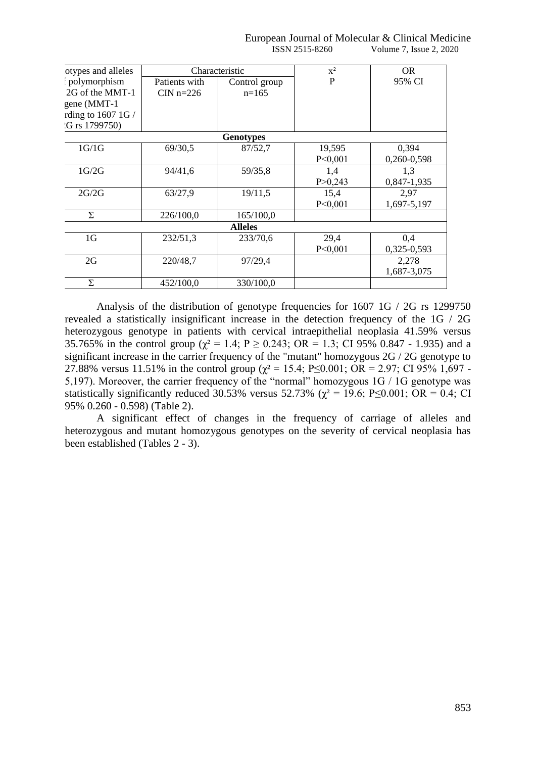| otypes and alleles f polymorphism 2G of the MMT-1 gene (MMT-1 rding to 1607 1G / 'G rs 1799750) | Characteristic | | $x^2$ P | OR 95% CI |
|---|---|---|---|---|
| | Patients with CIN n=226 | Control group n=165 | | |
| **Genotypes** | | | | |
| 1G/1G | 69/30,5 | 87/52,7 | 19,595 P<0,001 | 0,394 0,260-0,598 |
| 1G/2G | 94/41,6 | 59/35,8 | 1,4 P>0,243 | 1,3 0,847-1,935 |
| 2G/2G | 63/27,9 | 19/11,5 | 15,4 P<0,001 | 2,97 1,697-5,197 |
| Σ | 226/100,0 | 165/100,0 | | |
| **Alleles** | | | | |
| 1G | 232/51,3 | 233/70,6 | 29,4 P<0,001 | 0,4 0,325-0,593 |
| 2G | 220/48,7 | 97/29,4 | | 2,278 1,687-3,075 |
| Σ | 452/100,0 | 330/100,0 | | |

Analysis of the distribution of genotype frequencies for 1607 1G / 2G rs 1299750 revealed a statistically insignificant increase in the detection frequency of the 1G / 2G heterozygous genotype in patients with cervical intraepithelial neoplasia 41.59% versus 35.765% in the control group ($\chi^2 = 1.4$; $P \geq 0.243$; OR = 1.3; CI 95% 0.847 - 1.935) and a significant increase in the carrier frequency of the "mutant" homozygous 2G / 2G genotype to 27.88% versus 11.51% in the control group ($\chi^2 = 15.4$; $P \leq 0.001$; OR = 2.97; CI 95% 1,697 - 5,197). Moreover, the carrier frequency of the "normal" homozygous 1G / 1G genotype was statistically significantly reduced 30.53% versus 52.73% ($\chi^2 = 19.6$; $P \leq 0.001$; OR = 0.4; CI 95% 0.260 - 0.598) (Table 2).

A significant effect of changes in the frequency of carriage of alleles and heterozygous and mutant homozygous genotypes on the severity of cervical neoplasia has been established (Tables 2 - 3).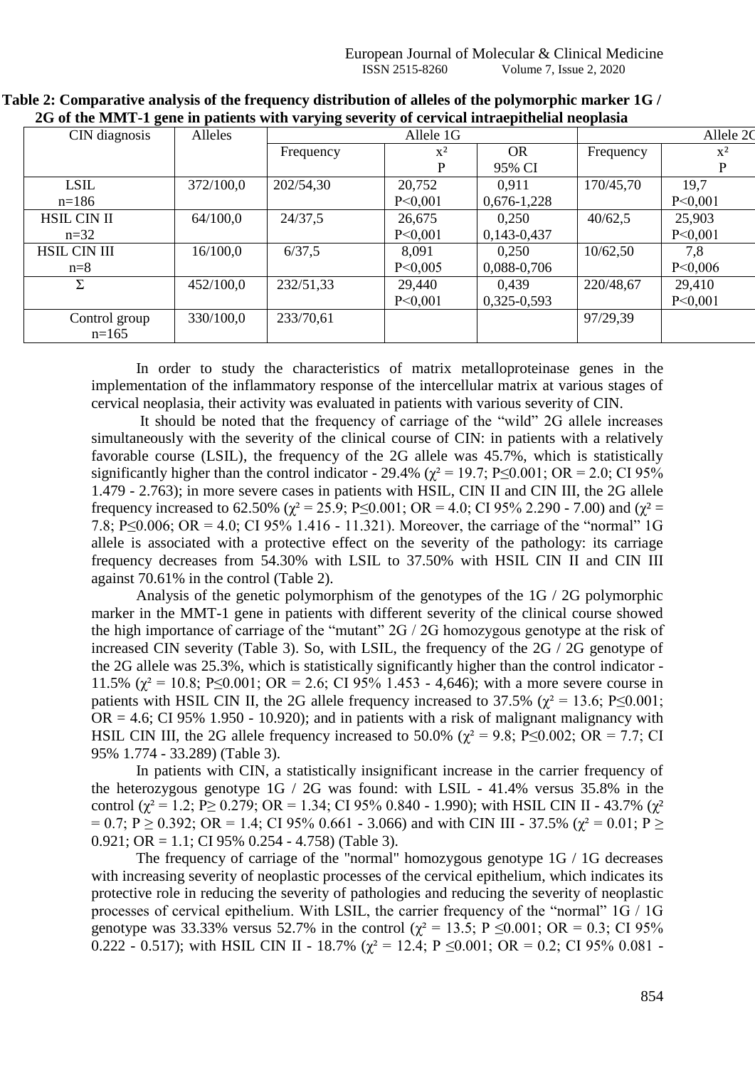**Table 2: Comparative analysis of the frequency distribution of alleles of the polymorphic marker 1G / 2G of the MMT-1 gene in patients with varying severity of cervical intraepithelial neoplasia**

| CIN diagnosis | Alleles | Allele 1G | | | Allele 2G | |
|---|---|---|---|---|---|---|
| | | Frequency | $x^2$ P | OR 95% CI | Frequency | $x^2$ P |
| LSIL n=186 | 372/100,0 | 202/54,30 | 20,752 P<0,001 | 0,911 0,676-1,228 | 170/45,70 | 19,7 P<0,001 |
| HSIL CIN II n=32 | 64/100,0 | 24/37,5 | 26,675 P<0,001 | 0,250 0,143-0,437 | 40/62,5 | 25,903 P<0,001 |
| HSIL CIN III n=8 | 16/100,0 | 6/37,5 | 8,091 P<0,005 | 0,250 0,088-0,706 | 10/62,50 | 7,8 P<0,006 |
| Σ | 452/100,0 | 232/51,33 | 29,440 P<0,001 | 0,439 0,325-0,593 | 220/48,67 | 29,410 P<0,001 |
| Control group n=165 | 330/100,0 | 233/70,61 | | | 97/29,39 | |

In order to study the characteristics of matrix metalloproteinase genes in the implementation of the inflammatory response of the intercellular matrix at various stages of cervical neoplasia, their activity was evaluated in patients with various severity of CIN.

It should be noted that the frequency of carriage of the "wild" 2G allele increases simultaneously with the severity of the clinical course of CIN: in patients with a relatively favorable course (LSIL), the frequency of the 2G allele was 45.7%, which is statistically significantly higher than the control indicator - 29.4% ($\chi^2 = 19.7$; $P \leq 0.001$; OR = 2.0; CI 95% 1.479 - 2.763); in more severe cases in patients with HSIL, CIN II and CIN III, the 2G allele frequency increased to 62.50% ($\chi^2 = 25.9$; $P \leq 0.001$; OR = 4.0; CI 95% 2.290 - 7.00) and ($\chi^2 = 7.8$; $P \leq 0.006$; OR = 4.0; CI 95% 1.416 - 11.321). Moreover, the carriage of the "normal" 1G allele is associated with a protective effect on the severity of the pathology: its carriage frequency decreases from 54.30% with LSIL to 37.50% with HSIL CIN II and CIN III against 70.61% in the control (Table 2).

Analysis of the genetic polymorphism of the genotypes of the 1G / 2G polymorphic marker in the MMT-1 gene in patients with different severity of the clinical course showed the high importance of carriage of the "mutant" 2G / 2G homozygous genotype at the risk of increased CIN severity (Table 3). So, with LSIL, the frequency of the 2G / 2G genotype of the 2G allele was 25.3%, which is statistically significantly higher than the control indicator - 11.5% ($\chi^2 = 10.8$; $P \leq 0.001$; OR = 2.6; CI 95% 1.453 - 4,646); with a more severe course in patients with HSIL CIN II, the 2G allele frequency increased to 37.5% ($\chi^2 = 13.6$; $P \leq 0.001$; OR = 4.6; CI 95% 1.950 - 10.920); and in patients with a risk of malignant malignancy with HSIL CIN III, the 2G allele frequency increased to 50.0% ($\chi^2 = 9.8$; $P \leq 0.002$; OR = 7.7; CI 95% 1.774 - 33.289) (Table 3).

In patients with CIN, a statistically insignificant increase in the carrier frequency of the heterozygous genotype 1G / 2G was found: with LSIL - 41.4% versus 35.8% in the control ($\chi^2 = 1.2$; $P \geq 0.279$; OR = 1.34; CI 95% 0.840 - 1.990); with HSIL CIN II - 43.7% ($\chi^2 = 0.7$; $P \geq 0.392$; OR = 1.4; CI 95% 0.661 - 3.066) and with CIN III - 37.5% ($\chi^2 = 0.01$; $P \geq 0.921$; OR = 1.1; CI 95% 0.254 - 4.758) (Table 3).

The frequency of carriage of the "normal" homozygous genotype 1G / 1G decreases with increasing severity of neoplastic processes of the cervical epithelium, which indicates its protective role in reducing the severity of pathologies and reducing the severity of neoplastic processes of cervical epithelium. With LSIL, the carrier frequency of the "normal" 1G / 1G genotype was 33.33% versus 52.7% in the control ($\chi^2 = 13.5$; $P \leq 0.001$; OR = 0.3; CI 95% 0.222 - 0.517); with HSIL CIN II - 18.7% ($\chi^2 = 12.4$; $P \leq 0.001$; OR = 0.2; CI 95% 0.081 -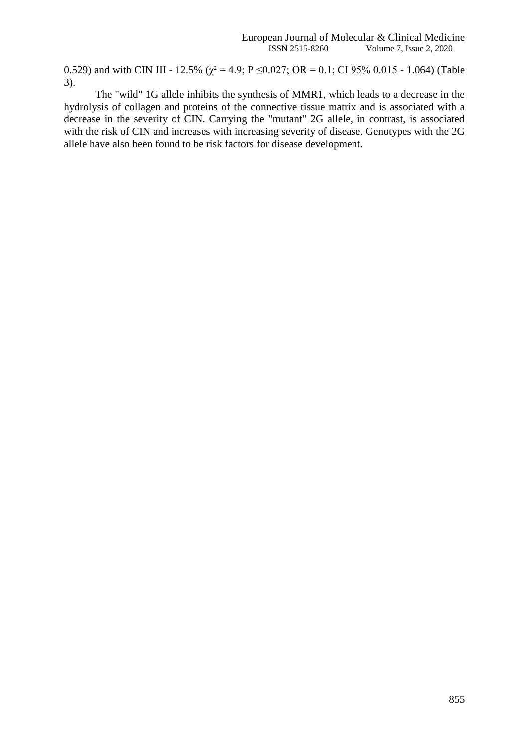0.529) and with CIN III - 12.5% ($\chi^2 = 4.9$; $P \leq 0.027$; OR = 0.1; CI 95% 0.015 - 1.064) (Table 3).

The "wild" 1G allele inhibits the synthesis of MMR1, which leads to a decrease in the hydrolysis of collagen and proteins of the connective tissue matrix and is associated with a decrease in the severity of CIN. Carrying the "mutant" 2G allele, in contrast, is associated with the risk of CIN and increases with increasing severity of disease. Genotypes with the 2G allele have also been found to be risk factors for disease development.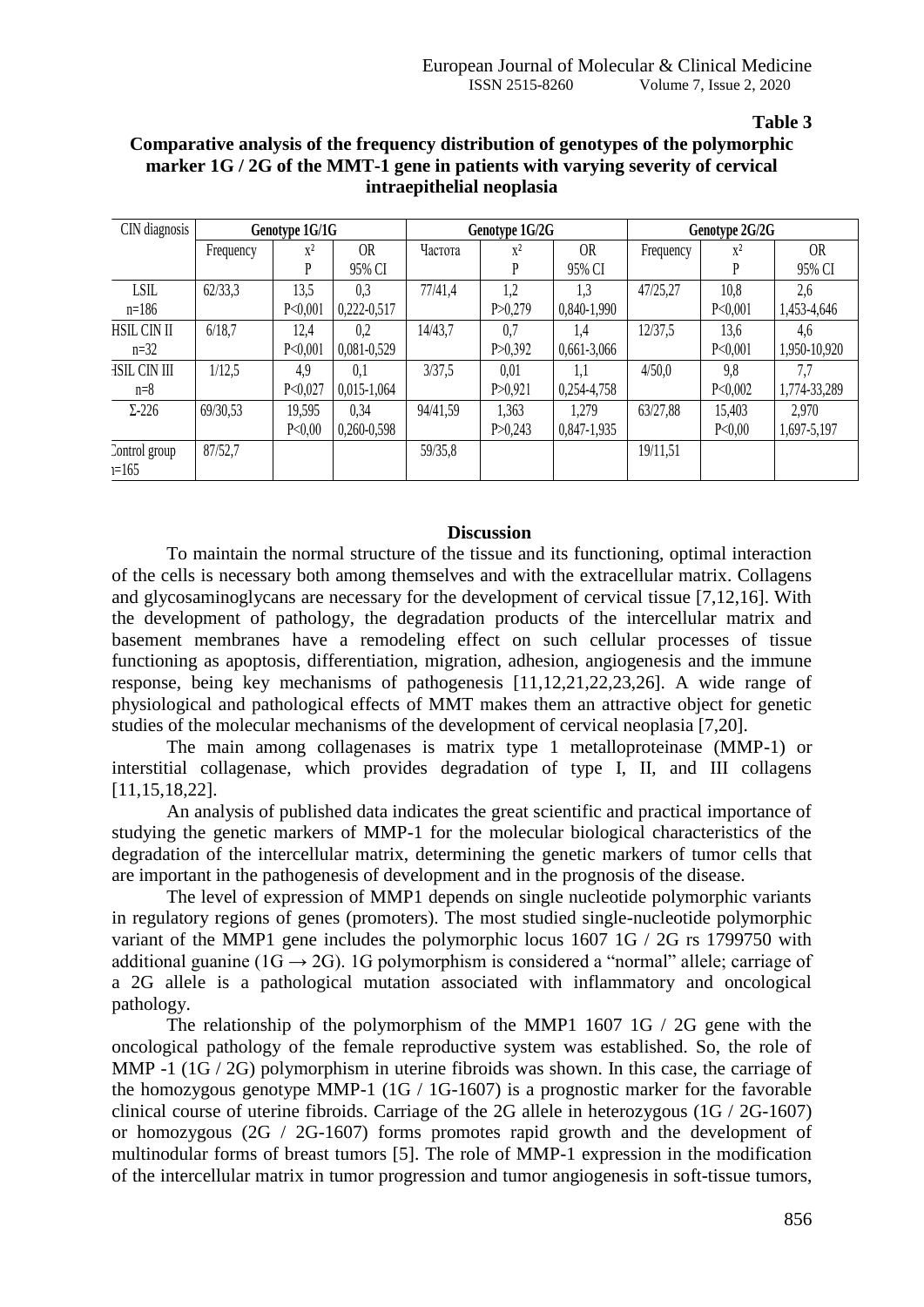**Table 3**

**Comparative analysis of the frequency distribution of genotypes of the polymorphic marker 1G / 2G of the MMT-1 gene in patients with varying severity of cervical intraepithelial neoplasia**

| CIN diagnosis | Genotype 1G/1G | | | Genotype 1G/2G | | | Genotype 2G/2G | | |
|---|---|---|---|---|---|---|---|---|---|
| | Frequency | $x^2$ P | OR 95% CI | Частота | $x^2$ P | OR 95% CI | Frequency | $x^2$ P | OR 95% CI |
| LSIL n=186 | 62/33,3 | 13,5 P<0,001 | 0,3 0,222-0,517 | 77/41,4 | 1,2 P>0,279 | 1,3 0,840-1,990 | 47/25,27 | 10,8 P<0,001 | 2,6 1,453-4,646 |
| HSIL CIN II n=32 | 6/18,7 | 12,4 P<0,001 | 0,2 0,081-0,529 | 14/43,7 | 0,7 P>0,392 | 1,4 0,661-3,066 | 12/37,5 | 13,6 P<0,001 | 4,6 1,950-10,920 |
| HSIL CIN III n=8 | 1/12,5 | 4,9 P<0,027 | 0,1 0,015-1,064 | 3/37,5 | 0,01 P>0,921 | 1,1 0,254-4,758 | 4/50,0 | 9,8 P<0,002 | 7,7 1,774-33,289 |
| Σ-226 | 69/30,53 | 19,595 P<0,00 | 0,34 0,260-0,598 | 94/41,59 | 1,363 P>0,243 | 1,279 0,847-1,935 | 63/27,88 | 15,403 P<0,00 | 2,970 1,697-5,197 |
| Control group n=165 | 87/52,7 | | | 59/35,8 | | | 19/11,51 | | |

## Discussion

To maintain the normal structure of the tissue and its functioning, optimal interaction of the cells is necessary both among themselves and with the extracellular matrix. Collagens and glycosaminoglycans are necessary for the development of cervical tissue [7,12,16]. With the development of pathology, the degradation products of the intercellular matrix and basement membranes have a remodeling effect on such cellular processes of tissue functioning as apoptosis, differentiation, migration, adhesion, angiogenesis and the immune response, being key mechanisms of pathogenesis [11,12,21,22,23,26]. A wide range of physiological and pathological effects of MMT makes them an attractive object for genetic studies of the molecular mechanisms of the development of cervical neoplasia [7,20].

The main among collagenases is matrix type 1 metalloproteinase (MMP-1) or interstitial collagenase, which provides degradation of type I, II, and III collagens [11,15,18,22].

An analysis of published data indicates the great scientific and practical importance of studying the genetic markers of MMP-1 for the molecular biological characteristics of the degradation of the intercellular matrix, determining the genetic markers of tumor cells that are important in the pathogenesis of development and in the prognosis of the disease.

The level of expression of MMP1 depends on single nucleotide polymorphic variants in regulatory regions of genes (promoters). The most studied single-nucleotide polymorphic variant of the MMP1 gene includes the polymorphic locus 1607 1G / 2G rs 1799750 with additional guanine (1G → 2G). 1G polymorphism is considered a "normal" allele; carriage of a 2G allele is a pathological mutation associated with inflammatory and oncological pathology.

The relationship of the polymorphism of the MMP1 1607 1G / 2G gene with the oncological pathology of the female reproductive system was established. So, the role of MMP -1 (1G / 2G) polymorphism in uterine fibroids was shown. In this case, the carriage of the homozygous genotype MMP-1 (1G / 1G-1607) is a prognostic marker for the favorable clinical course of uterine fibroids. Carriage of the 2G allele in heterozygous (1G / 2G-1607) or homozygous (2G / 2G-1607) forms promotes rapid growth and the development of multinodular forms of breast tumors [5]. The role of MMP-1 expression in the modification of the intercellular matrix in tumor progression and tumor angiogenesis in soft-tissue tumors,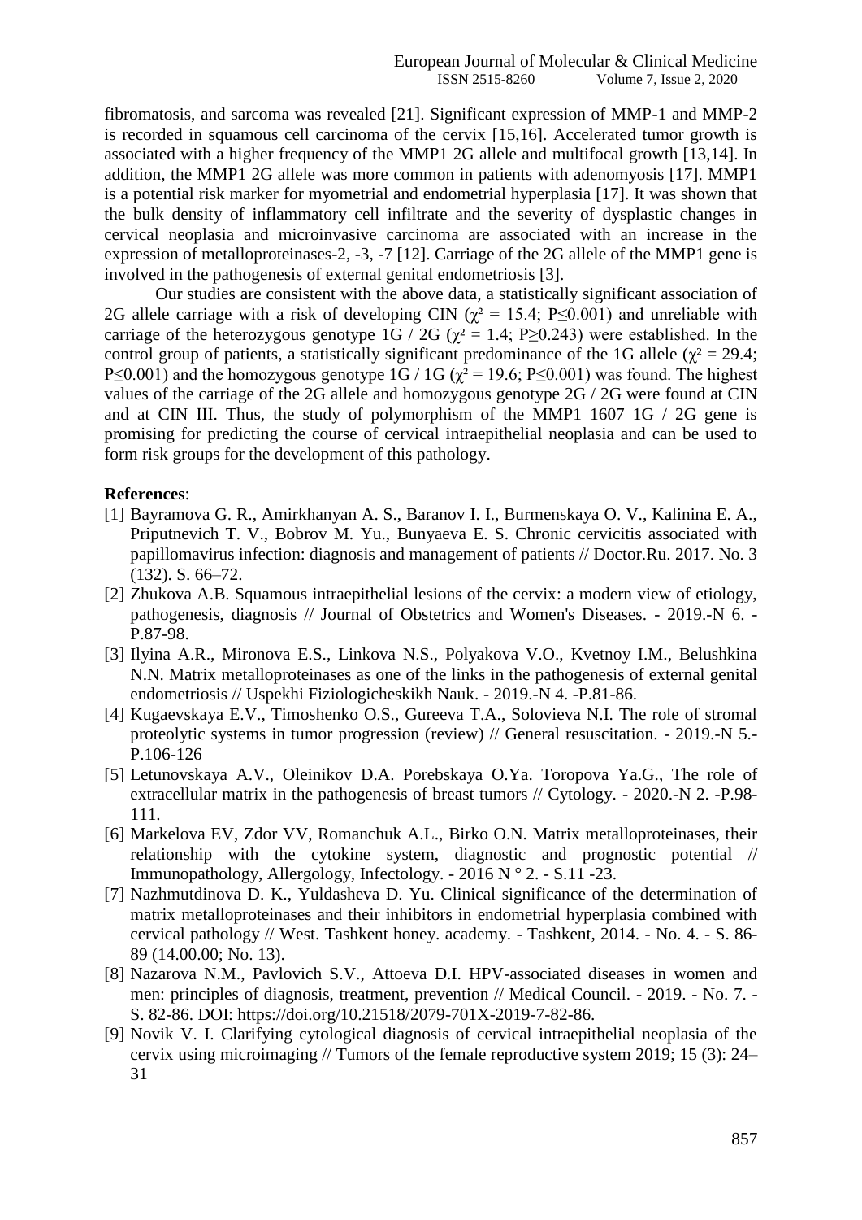fibromatosis, and sarcoma was revealed [21]. Significant expression of MMP-1 and MMP-2 is recorded in squamous cell carcinoma of the cervix [15,16]. Accelerated tumor growth is associated with a higher frequency of the MMP1 2G allele and multifocal growth [13,14]. In addition, the MMP1 2G allele was more common in patients with adenomyosis [17]. MMP1 is a potential risk marker for myometrial and endometrial hyperplasia [17]. It was shown that the bulk density of inflammatory cell infiltrate and the severity of dysplastic changes in cervical neoplasia and microinvasive carcinoma are associated with an increase in the expression of metalloproteinases-2, -3, -7 [12]. Carriage of the 2G allele of the MMP1 gene is involved in the pathogenesis of external genital endometriosis [3].

Our studies are consistent with the above data, a statistically significant association of 2G allele carriage with a risk of developing CIN ($\chi^2 = 15.4$; $P \leq 0.001$) and unreliable with carriage of the heterozygous genotype 1G / 2G ($\chi^2 = 1.4$; $P \geq 0.243$) were established. In the control group of patients, a statistically significant predominance of the 1G allele ($\chi^2 = 29.4$; $P \leq 0.001$) and the homozygous genotype 1G / 1G ($\chi^2 = 19.6$; $P \leq 0.001$) was found. The highest values of the carriage of the 2G allele and homozygous genotype 2G / 2G were found at CIN and at CIN III. Thus, the study of polymorphism of the MMP1 1607 1G / 2G gene is promising for predicting the course of cervical intraepithelial neoplasia and can be used to form risk groups for the development of this pathology.

**References**:

[1] Bayramova G. R., Amirkhanyan A. S., Baranov I. I., Burmenskaya O. V., Kalinina E. A., Priputnevich T. V., Bobrov M. Yu., Bunyaeva E. S. Chronic cervicitis associated with papillomavirus infection: diagnosis and management of patients // Doctor.Ru. 2017. No. 3 (132). S. 66–72.

[2] Zhukova A.B. Squamous intraepithelial lesions of the cervix: a modern view of etiology, pathogenesis, diagnosis // Journal of Obstetrics and Women's Diseases. - 2019.-N 6. - P.87-98.

[3] Ilyina A.R., Mironova E.S., Linkova N.S., Polyakova V.O., Kvetnoy I.M., Belushkina N.N. Matrix metalloproteinases as one of the links in the pathogenesis of external genital endometriosis // Uspekhi Fiziologicheskikh Nauk. - 2019.-N 4. -P.81-86.

[4] Kugaevskaya E.V., Timoshenko O.S., Gureeva T.A., Solovieva N.I. The role of stromal proteolytic systems in tumor progression (review) // General resuscitation. - 2019.-N 5.- P.106-126

[5] Letunovskaya A.V., Oleinikov D.A. Porebskaya O.Ya. Toropova Ya.G., The role of extracellular matrix in the pathogenesis of breast tumors // Cytology. - 2020.-N 2. -P.98-111.

[6] Markelova EV, Zdor VV, Romanchuk A.L., Birko O.N. Matrix metalloproteinases, their relationship with the cytokine system, diagnostic and prognostic potential // Immunopathology, Allergology, Infectology. - 2016 N ° 2. - S.11 -23.

[7] Nazhmutdinova D. K., Yuldasheva D. Yu. Clinical significance of the determination of matrix metalloproteinases and their inhibitors in endometrial hyperplasia combined with cervical pathology // West. Tashkent honey. academy. - Tashkent, 2014. - No. 4. - S. 86-89 (14.00.00; No. 13).

[8] Nazarova N.M., Pavlovich S.V., Attoeva D.I. HPV-associated diseases in women and men: principles of diagnosis, treatment, prevention // Medical Council. - 2019. - No. 7. - S. 82-86. DOI: https://doi.org/10.21518/2079-701X-2019-7-82-86.

[9] Novik V. I. Clarifying cytological diagnosis of cervical intraepithelial neoplasia of the cervix using microimaging // Tumors of the female reproductive system 2019; 15 (3): 24–31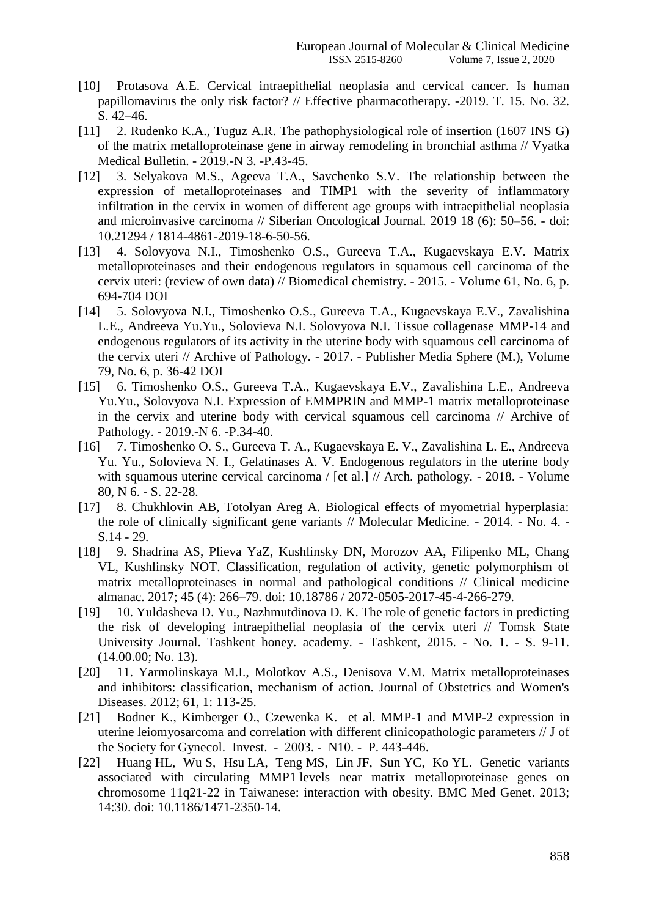[10] Protasova A.E. Cervical intraepithelial neoplasia and cervical cancer. Is human papillomavirus the only risk factor? // Effective pharmacotherapy. -2019. T. 15. No. 32. S. 42–46.

[11] 2. Rudenko K.A., Tuguz A.R. The pathophysiological role of insertion (1607 INS G) of the matrix metalloproteinase gene in airway remodeling in bronchial asthma // Vyatka Medical Bulletin. - 2019.-N 3. -P.43-45.

[12] 3. Selyakova M.S., Ageeva T.A., Savchenko S.V. The relationship between the expression of metalloproteinases and TIMP1 with the severity of inflammatory infiltration in the cervix in women of different age groups with intraepithelial neoplasia and microinvasive carcinoma // Siberian Oncological Journal. 2019 18 (6): 50–56. - doi: 10.21294 / 1814-4861-2019-18-6-50-56.

[13] 4. Solovyova N.I., Timoshenko O.S., Gureeva T.A., Kugaevskaya E.V. Matrix metalloproteinases and their endogenous regulators in squamous cell carcinoma of the cervix uteri: (review of own data) // Biomedical chemistry. - 2015. - Volume 61, No. 6, p. 694-704 DOI

[14] 5. Solovyova N.I., Timoshenko O.S., Gureeva T.A., Kugaevskaya E.V., Zavalishina L.E., Andreeva Yu.Yu., Solovieva N.I. Solovyova N.I. Tissue collagenase MMP-14 and endogenous regulators of its activity in the uterine body with squamous cell carcinoma of the cervix uteri // Archive of Pathology. - 2017. - Publisher Media Sphere (M.), Volume 79, No. 6, p. 36-42 DOI

[15] 6. Timoshenko O.S., Gureeva T.A., Kugaevskaya E.V., Zavalishina L.E., Andreeva Yu.Yu., Solovyova N.I. Expression of EMMPRIN and MMP-1 matrix metalloproteinase in the cervix and uterine body with cervical squamous cell carcinoma // Archive of Pathology. - 2019.-N 6. -P.34-40.

[16] 7. Timoshenko O. S., Gureeva T. A., Kugaevskaya E. V., Zavalishina L. E., Andreeva Yu. Yu., Solovieva N. I., Gelatinases A. V. Endogenous regulators in the uterine body with squamous uterine cervical carcinoma / [et al.] // Arch. pathology. - 2018. - Volume 80, N 6. - S. 22-28.

[17] 8. Chukhlovin AB, Totolyan Areg A. Biological effects of myometrial hyperplasia: the role of clinically significant gene variants // Molecular Medicine. - 2014. - No. 4. - S.14 - 29.

[18] 9. Shadrina AS, Plieva YaZ, Kushlinsky DN, Morozov AA, Filipenko ML, Chang VL, Kushlinsky NOT. Classification, regulation of activity, genetic polymorphism of matrix metalloproteinases in normal and pathological conditions // Clinical medicine almanac. 2017; 45 (4): 266–79. doi: 10.18786 / 2072-0505-2017-45-4-266-279.

[19] 10. Yuldasheva D. Yu., Nazhmutdinova D. K. The role of genetic factors in predicting the risk of developing intraepithelial neoplasia of the cervix uteri // Tomsk State University Journal. Tashkent honey. academy. - Tashkent, 2015. - No. 1. - S. 9-11. (14.00.00; No. 13).

[20] 11. Yarmolinskaya M.I., Molotkov A.S., Denisova V.M. Matrix metalloproteinases and inhibitors: classification, mechanism of action. Journal of Obstetrics and Women's Diseases. 2012; 61, 1: 113-25.

[21] Bodner K., Kimberger O., Czewenka K. et al. MMP-1 and MMP-2 expression in uterine leiomyosarcoma and correlation with different clinicopathologic parameters // J of the Society for Gynecol. Invest. - 2003. - N10. - P. 443-446.

[22] Huang HL, Wu S, Hsu LA, Teng MS, Lin JF, Sun YC, Ko YL. Genetic variants associated with circulating MMP1 levels near matrix metalloproteinase genes on chromosome 11q21-22 in Taiwanese: interaction with obesity. BMC Med Genet. 2013; 14:30. doi: 10.1186/1471-2350-14.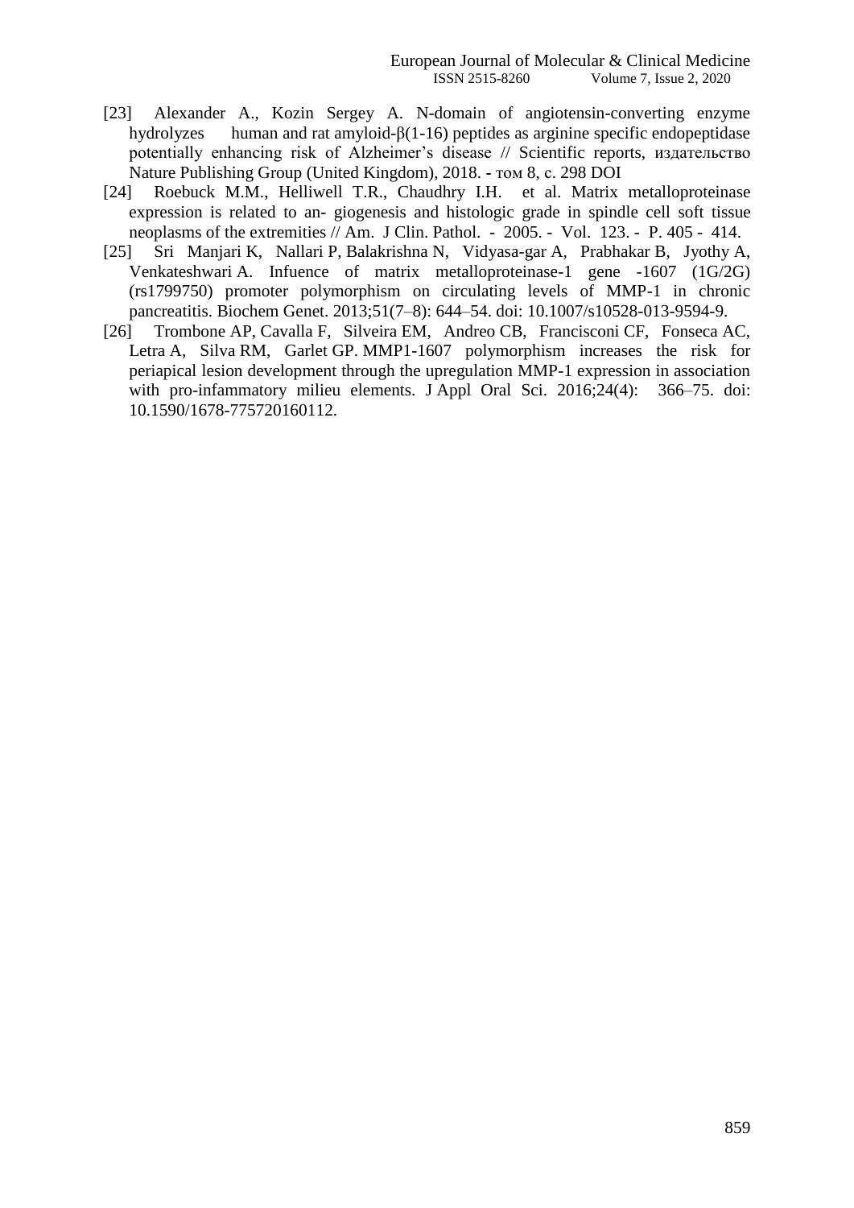[23] Alexander A., Kozin Sergey A. N-domain of angiotensin-converting enzyme hydrolyzes human and rat amyloid-β(1-16) peptides as arginine specific endopeptidase potentially enhancing risk of Alzheimer's disease // Scientific reports, издательство Nature Publishing Group (United Kingdom), 2018. - том 8, с. 298 DOI

[24] Roebuck M.M., Helliwell T.R., Chaudhry I.H. et al. Matrix metalloproteinase expression is related to an- giogenesis and histologic grade in spindle cell soft tissue neoplasms of the extremities // Am. J Clin. Pathol. - 2005. - Vol. 123. - P. 405 - 414.

[25] Sri Manjari K, Nallari P, Balakrishna N, Vidyasa-gar A, Prabhakar B, Jyothy A, Venkateshwari A. Infuence of matrix metalloproteinase-1 gene -1607 (1G/2G) (rs1799750) promoter polymorphism on circulating levels of MMP-1 in chronic pancreatitis. Biochem Genet. 2013;51(7–8): 644–54. doi: 10.1007/s10528-013-9594-9.

[26] Trombone AP, Cavalla F, Silveira EM, Andreo CB, Francisconi CF, Fonseca AC, Letra A, Silva RM, Garlet GP. MMP1-1607 polymorphism increases the risk for periapical lesion development through the upregulation MMP-1 expression in association with pro-infammatory milieu elements. J Appl Oral Sci. 2016;24(4): 366–75. doi: 10.1590/1678-775720160112.